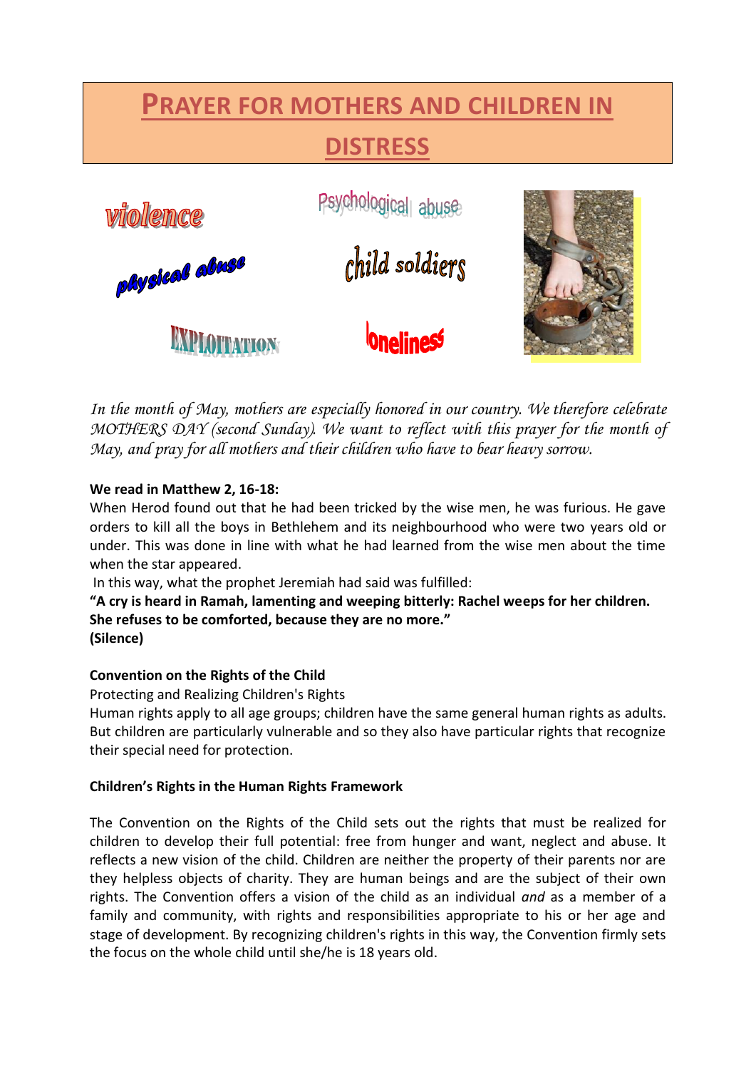# PRAYER FOR MOTHERS AND CHILDREN IN DISTRESS

violence

Psychological abuse

physical abuse

child soldiers

EXPLOITATION

loneliness

*In the month of May, mothers are especially honored in our country. We therefore celebrate MOTHERS DAY (second Sunday). We want to reflect with this prayer for the month of May, and pray for all mothers and their children who have to bear heavy sorrow.*

**We read in Matthew 2, 16-18:**

When Herod found out that he had been tricked by the wise men, he was furious. He gave orders to kill all the boys in Bethlehem and its neighbourhood who were two years old or under. This was done in line with what he had learned from the wise men about the time when the star appeared.

In this way, what the prophet Jeremiah had said was fulfilled:

**"A cry is heard in Ramah, lamenting and weeping bitterly: Rachel weeps for her children. She refuses to be comforted, because they are no more."**
**(Silence)**

**Convention on the Rights of the Child**

Protecting and Realizing Children's Rights

Human rights apply to all age groups; children have the same general human rights as adults. But children are particularly vulnerable and so they also have particular rights that recognize their special need for protection.

**Children's Rights in the Human Rights Framework**

The Convention on the Rights of the Child sets out the rights that must be realized for children to develop their full potential: free from hunger and want, neglect and abuse. It reflects a new vision of the child. Children are neither the property of their parents nor are they helpless objects of charity. They are human beings and are the subject of their own rights. The Convention offers a vision of the child as an individual *and* as a member of a family and community, with rights and responsibilities appropriate to his or her age and stage of development. By recognizing children's rights in this way, the Convention firmly sets the focus on the whole child until she/he is 18 years old.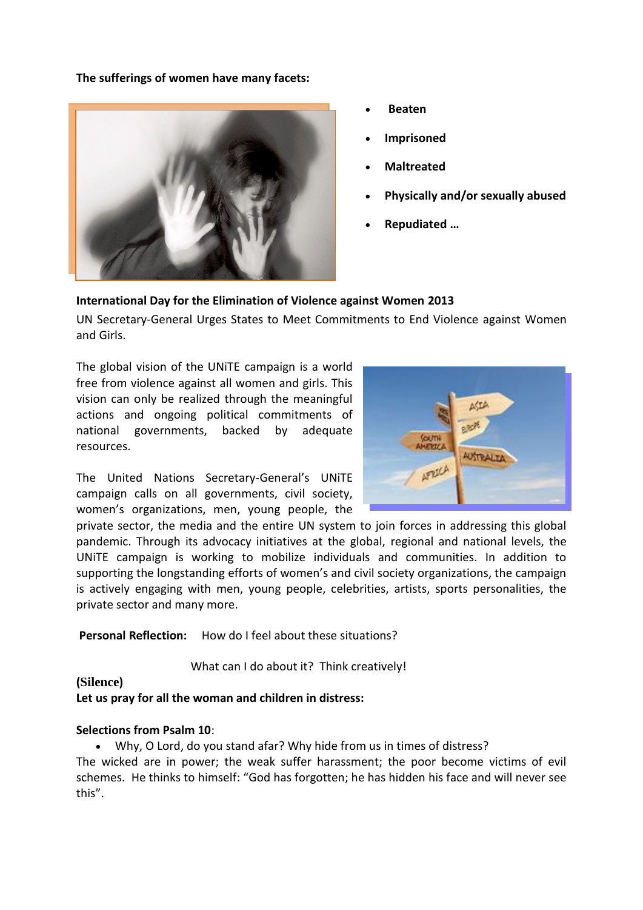**The sufferings of women have many facets:**

- **Beaten**
- **Imprisoned**
- **Maltreated**
- **Physically and/or sexually abused**
- **Repudiated …**

**International Day for the Elimination of Violence against Women 2013**

UN Secretary-General Urges States to Meet Commitments to End Violence against Women and Girls.

The global vision of the UNiTE campaign is a world free from violence against all women and girls. This vision can only be realized through the meaningful actions and ongoing political commitments of national governments, backed by adequate resources.

The United Nations Secretary-General's UNiTE campaign calls on all governments, civil society, women's organizations, men, young people, the private sector, the media and the entire UN system to join forces in addressing this global pandemic. Through its advocacy initiatives at the global, regional and national levels, the UNiTE campaign is working to mobilize individuals and communities. In addition to supporting the longstanding efforts of women's and civil society organizations, the campaign is actively engaging with men, young people, celebrities, artists, sports personalities, the private sector and many more.

**Personal Reflection:** How do I feel about these situations?

What can I do about it? Think creatively!

**(Silence)**

**Let us pray for all the woman and children in distress:**

**Selections from Psalm 10**:

- Why, O Lord, do you stand afar? Why hide from us in times of distress?

The wicked are in power; the weak suffer harassment; the poor become victims of evil schemes. He thinks to himself: "God has forgotten; he has hidden his face and will never see this".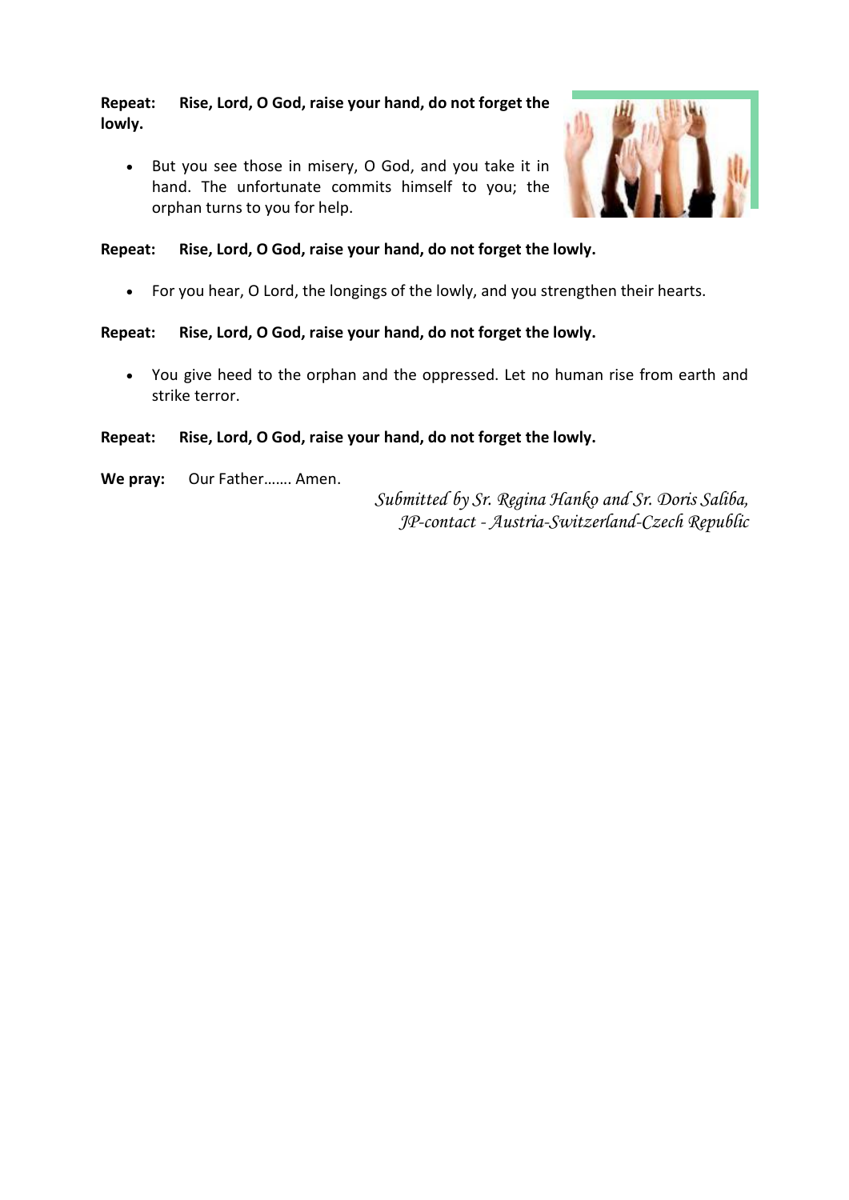**Repeat:** **Rise, Lord, O God, raise your hand, do not forget the lowly.**

- But you see those in misery, O God, and you take it in hand. The unfortunate commits himself to you; the orphan turns to you for help.

**Repeat:** **Rise, Lord, O God, raise your hand, do not forget the lowly.**

- For you hear, O Lord, the longings of the lowly, and you strengthen their hearts.

**Repeat:** **Rise, Lord, O God, raise your hand, do not forget the lowly.**

- You give heed to the orphan and the oppressed. Let no human rise from earth and strike terror.

**Repeat:** **Rise, Lord, O God, raise your hand, do not forget the lowly.**

**We pray:** Our Father……. Amen.

*Submitted by Sr. Regina Hanko and Sr. Doris Saliba,*
*JP-contact - Austria-Switzerland-Czech Republic*